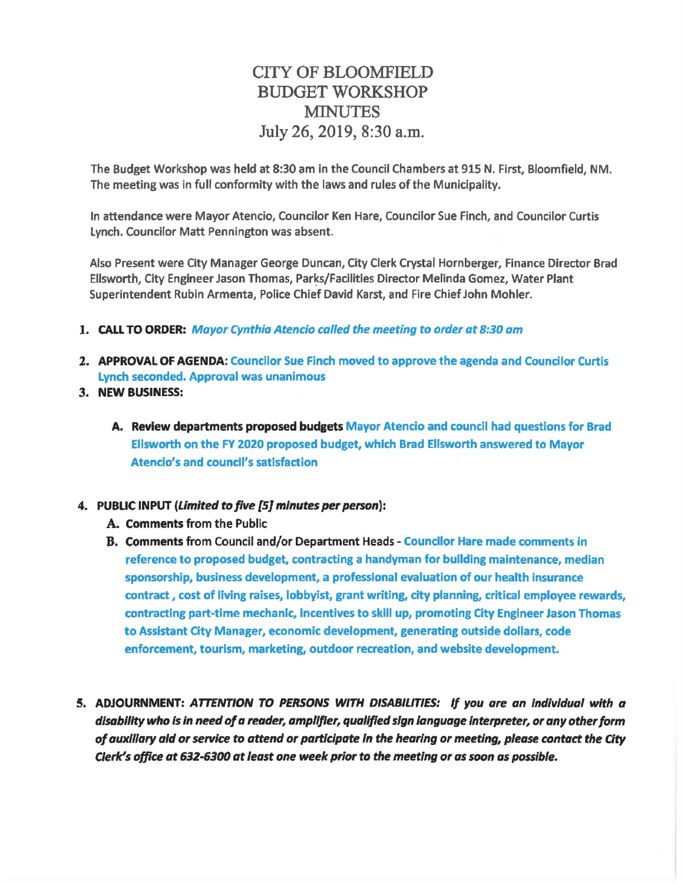# CITY OF BLOOMFIELD
# BUDGET WORKSHOP
# MINUTES
## July 26, 2019, 8:30 a.m.

The Budget Workshop was held at 8:30 am in the Council Chambers at 915 N. First, Bloomfield, NM. The meeting was in full conformity with the laws and rules of the Municipality.

In attendance were Mayor Atencio, Councilor Ken Hare, Councilor Sue Finch, and Councilor Curtis Lynch. Councilor Matt Pennington was absent.

Also Present were City Manager George Duncan, City Clerk Crystal Hornberger, Finance Director Brad Ellsworth, City Engineer Jason Thomas, Parks/Facilities Director Melinda Gomez, Water Plant Superintendent Rubin Armenta, Police Chief David Karst, and Fire Chief John Mohler.

1. **CALL TO ORDER:** ***Mayor Cynthia Atencio called the meeting to order at 8:30 am***

2. **APPROVAL OF AGENDA:** **Councilor Sue Finch moved to approve the agenda and Councilor Curtis Lynch seconded. Approval was unanimous**

3. **NEW BUSINESS:**

   A. **Review departments proposed budgets** **Mayor Atencio and council had questions for Brad Ellsworth on the FY 2020 proposed budget, which Brad Ellsworth answered to Mayor Atencio's and council's satisfaction**

4. **PUBLIC INPUT (*Limited to five [5] minutes per person*):**

   A. **Comments** from the Public

   B. **Comments** from Council and/or Department Heads - **Councilor Hare made comments in reference to proposed budget, contracting a handyman for building maintenance, median sponsorship, business development, a professional evaluation of our health insurance contract , cost of living raises, lobbyist, grant writing, city planning, critical employee rewards, contracting part-time mechanic, incentives to skill up, promoting City Engineer Jason Thomas to Assistant City Manager, economic development, generating outside dollars, code enforcement, tourism, marketing, outdoor recreation, and website development.**

5. **ADJOURNMENT:** ***ATTENTION TO PERSONS WITH DISABILITIES: If you are an individual with a disability who is in need of a reader, amplifier, qualified sign language interpreter, or any other form of auxiliary aid or service to attend or participate in the hearing or meeting, please contact the City Clerk's office at 632-6300 at least one week prior to the meeting or as soon as possible.***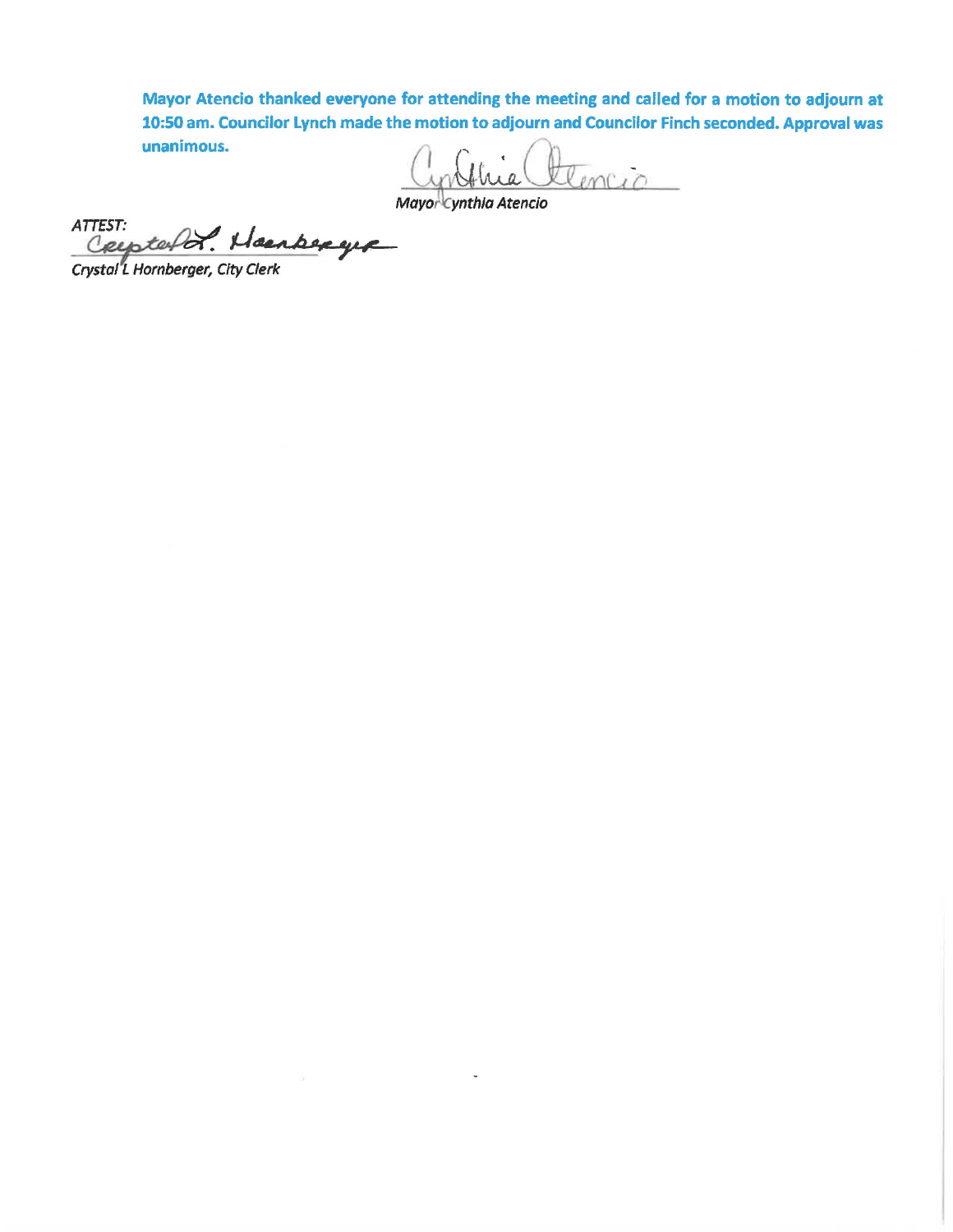**Mayor Atencio thanked everyone for attending the meeting and called for a motion to adjourn at 10:50 am. Councilor Lynch made the motion to adjourn and Councilor Finch seconded. Approval was unanimous.**

*Mayor Cynthia Atencio*

*ATTEST:*

*Crystal L Hornberger, City Clerk*